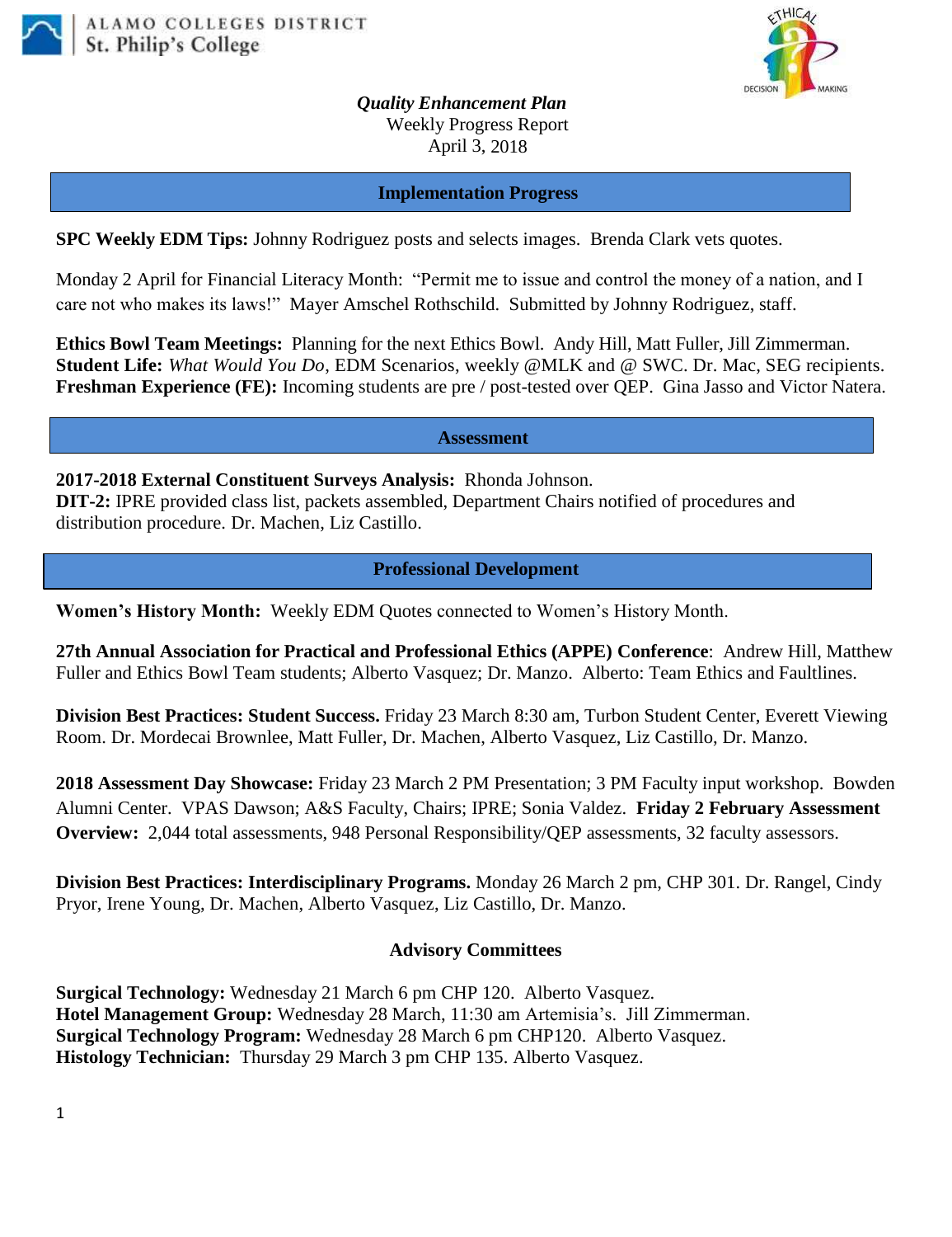ALAMO COLLEGES DISTRICT
St. Philip's College

# *Quality Enhancement Plan*

Weekly Progress Report
April 3, 2018

## Implementation Progress

**SPC Weekly EDM Tips:** Johnny Rodriguez posts and selects images. Brenda Clark vets quotes.

Monday 2 April for Financial Literacy Month: "Permit me to issue and control the money of a nation, and I care not who makes its laws!" Mayer Amschel Rothschild. Submitted by Johnny Rodriguez, staff.

**Ethics Bowl Team Meetings:** Planning for the next Ethics Bowl. Andy Hill, Matt Fuller, Jill Zimmerman.
**Student Life:** *What Would You Do*, EDM Scenarios, weekly @MLK and @ SWC. Dr. Mac, SEG recipients.
**Freshman Experience (FE):** Incoming students are pre / post-tested over QEP. Gina Jasso and Victor Natera.

## Assessment

**2017-2018 External Constituent Surveys Analysis:** Rhonda Johnson.
**DIT-2:** IPRE provided class list, packets assembled, Department Chairs notified of procedures and distribution procedure. Dr. Machen, Liz Castillo.

## Professional Development

**Women's History Month:** Weekly EDM Quotes connected to Women's History Month.

**27th Annual Association for Practical and Professional Ethics (APPE) Conference**: Andrew Hill, Matthew Fuller and Ethics Bowl Team students; Alberto Vasquez; Dr. Manzo. Alberto: Team Ethics and Faultlines.

**Division Best Practices: Student Success.** Friday 23 March 8:30 am, Turbon Student Center, Everett Viewing Room. Dr. Mordecai Brownlee, Matt Fuller, Dr. Machen, Alberto Vasquez, Liz Castillo, Dr. Manzo.

**2018 Assessment Day Showcase:** Friday 23 March 2 PM Presentation; 3 PM Faculty input workshop. Bowden Alumni Center. VPAS Dawson; A&S Faculty, Chairs; IPRE; Sonia Valdez. **Friday 2 February Assessment Overview:** 2,044 total assessments, 948 Personal Responsibility/QEP assessments, 32 faculty assessors.

**Division Best Practices: Interdisciplinary Programs.** Monday 26 March 2 pm, CHP 301. Dr. Rangel, Cindy Pryor, Irene Young, Dr. Machen, Alberto Vasquez, Liz Castillo, Dr. Manzo.

### Advisory Committees

**Surgical Technology:** Wednesday 21 March 6 pm CHP 120. Alberto Vasquez.
**Hotel Management Group:** Wednesday 28 March, 11:30 am Artemisia's. Jill Zimmerman.
**Surgical Technology Program:** Wednesday 28 March 6 pm CHP120. Alberto Vasquez.
**Histology Technician:** Thursday 29 March 3 pm CHP 135. Alberto Vasquez.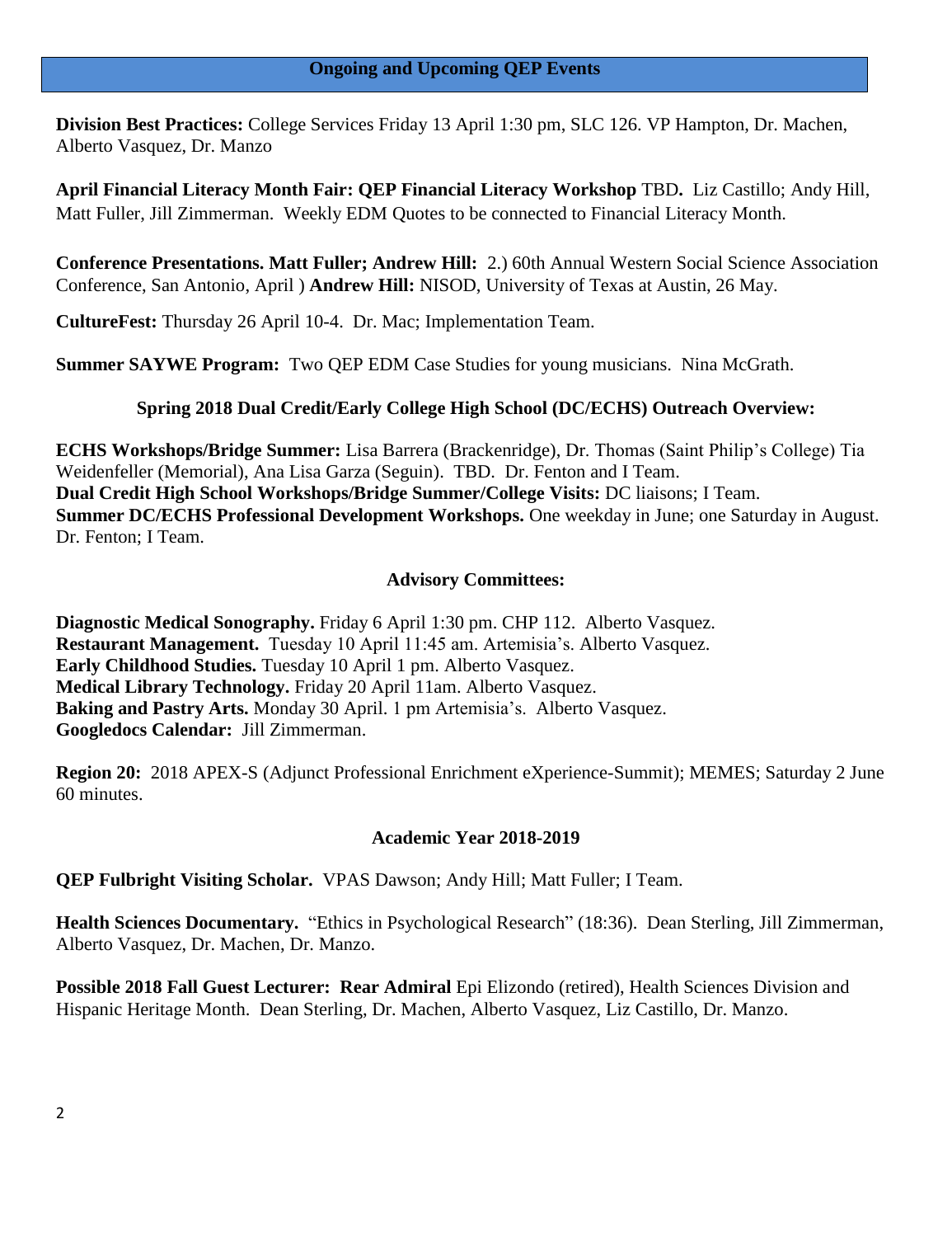## Ongoing and Upcoming QEP Events

**Division Best Practices:** College Services Friday 13 April 1:30 pm, SLC 126. VP Hampton, Dr. Machen, Alberto Vasquez, Dr. Manzo

**April Financial Literacy Month Fair: QEP Financial Literacy Workshop** TBD**.** Liz Castillo; Andy Hill, Matt Fuller, Jill Zimmerman. Weekly EDM Quotes to be connected to Financial Literacy Month.

**Conference Presentations. Matt Fuller; Andrew Hill:** 2.) 60th Annual Western Social Science Association Conference, San Antonio, April ) **Andrew Hill:** NISOD, University of Texas at Austin, 26 May.

**CultureFest:** Thursday 26 April 10-4. Dr. Mac; Implementation Team.

**Summer SAYWE Program:** Two QEP EDM Case Studies for young musicians. Nina McGrath.

### Spring 2018 Dual Credit/Early College High School (DC/ECHS) Outreach Overview:

**ECHS Workshops/Bridge Summer:** Lisa Barrera (Brackenridge), Dr. Thomas (Saint Philip's College) Tia Weidenfeller (Memorial), Ana Lisa Garza (Seguin). TBD. Dr. Fenton and I Team.
**Dual Credit High School Workshops/Bridge Summer/College Visits:** DC liaisons; I Team.
**Summer DC/ECHS Professional Development Workshops.** One weekday in June; one Saturday in August. Dr. Fenton; I Team.

### Advisory Committees:

**Diagnostic Medical Sonography.** Friday 6 April 1:30 pm. CHP 112. Alberto Vasquez.
**Restaurant Management.** Tuesday 10 April 11:45 am. Artemisia's. Alberto Vasquez.
**Early Childhood Studies.** Tuesday 10 April 1 pm. Alberto Vasquez.
**Medical Library Technology.** Friday 20 April 11am. Alberto Vasquez.
**Baking and Pastry Arts.** Monday 30 April. 1 pm Artemisia's. Alberto Vasquez.
**Googledocs Calendar:** Jill Zimmerman.

**Region 20:** 2018 APEX-S (Adjunct Professional Enrichment eXperience-Summit); MEMES; Saturday 2 June 60 minutes.

### Academic Year 2018-2019

**QEP Fulbright Visiting Scholar.** VPAS Dawson; Andy Hill; Matt Fuller; I Team.

**Health Sciences Documentary.** "Ethics in Psychological Research" (18:36). Dean Sterling, Jill Zimmerman, Alberto Vasquez, Dr. Machen, Dr. Manzo.

**Possible 2018 Fall Guest Lecturer: Rear Admiral** Epi Elizondo (retired), Health Sciences Division and Hispanic Heritage Month. Dean Sterling, Dr. Machen, Alberto Vasquez, Liz Castillo, Dr. Manzo.